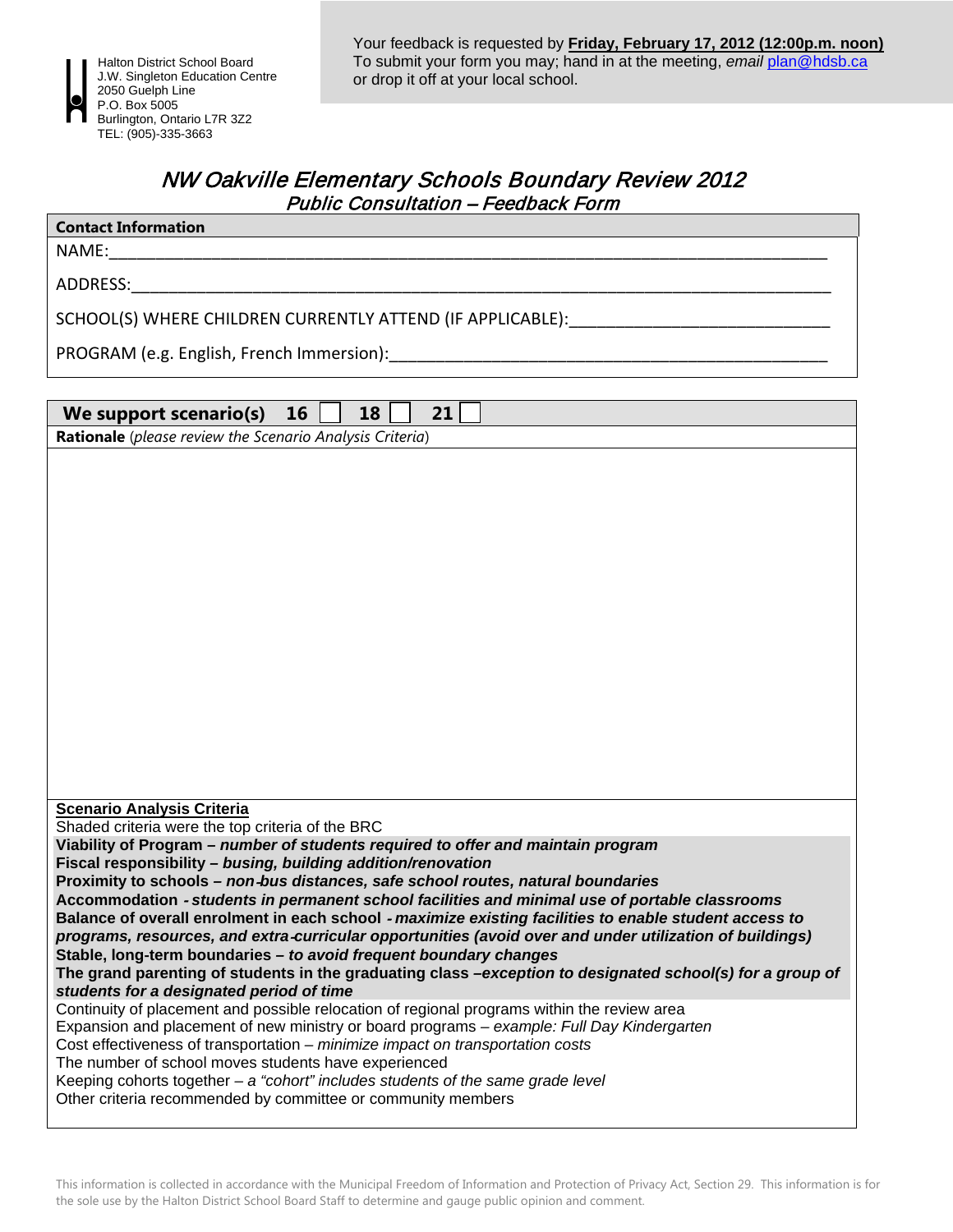Halton District School Board
J.W. Singleton Education Centre
2050 Guelph Line
P.O. Box 5005
Burlington, Ontario L7R 3Z2
TEL: (905)-335-3663

Your feedback is requested by **Friday, February 17, 2012 (12:00p.m. noon)**
To submit your form you may; hand in at the meeting, *email* plan@hdsb.ca or drop it off at your local school.

# *NW Oakville Elementary Schools Boundary Review 2012*

## *Public Consultation – Feedback Form*

**Contact Information**

NAME:_______________________________________________

ADDRESS:_______________________________________________

SCHOOL(S) WHERE CHILDREN CURRENTLY ATTEND (IF APPLICABLE):_______________________

PROGRAM (e.g. English, French Immersion):_______________________________

**We support scenario(s) 16 ☐ 18 ☐ 21 ☐**

**Rationale** (*please review the Scenario Analysis Criteria*)

**Scenario Analysis Criteria**

Shaded criteria were the top criteria of the BRC

**Viability of Program –** ***number of students required to offer and maintain program***
**Fiscal responsibility –** ***busing, building addition/renovation***
**Proximity to schools –** ***non-bus distances, safe school routes, natural boundaries***
**Accommodation -** ***students in permanent school facilities and minimal use of portable classrooms***
**Balance of overall enrolment in each school -** ***maximize existing facilities to enable student access to programs, resources, and extra-curricular opportunities (avoid over and under utilization of buildings)***
**Stable, long-term boundaries –** ***to avoid frequent boundary changes***
**The grand parenting of students in the graduating class –*****exception to designated school(s) for a group of students for a designated period of time***
Continuity of placement and possible relocation of regional programs within the review area
Expansion and placement of new ministry or board programs – *example: Full Day Kindergarten*
Cost effectiveness of transportation – *minimize impact on transportation costs*
The number of school moves students have experienced
Keeping cohorts together – *a "cohort" includes students of the same grade level*
Other criteria recommended by committee or community members

This information is collected in accordance with the Municipal Freedom of Information and Protection of Privacy Act, Section 29. This information is for the sole use by the Halton District School Board Staff to determine and gauge public opinion and comment.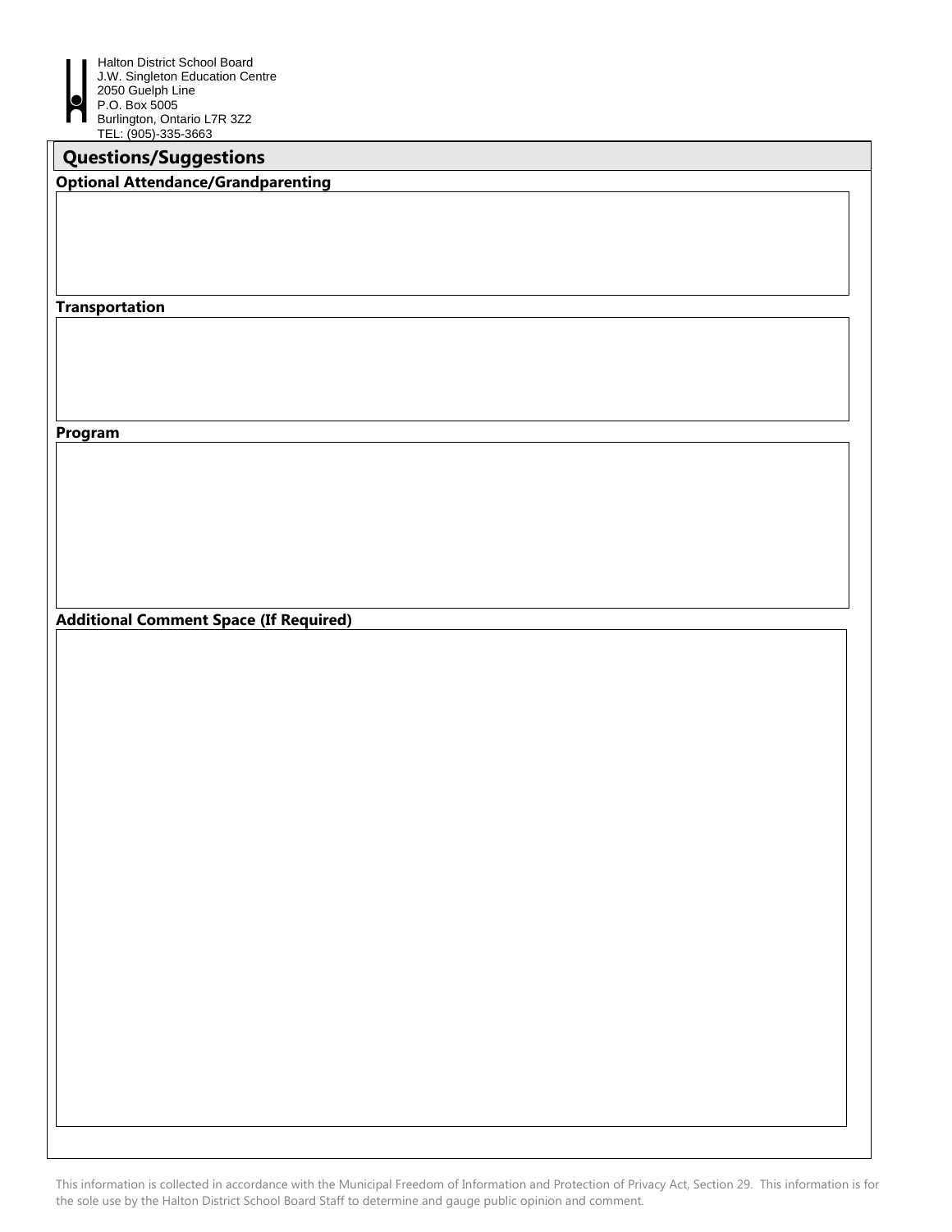Halton District School Board
J.W. Singleton Education Centre
2050 Guelph Line
P.O. Box 5005
Burlington, Ontario L7R 3Z2
TEL: (905)-335-3663

## Questions/Suggestions

**Optional Attendance/Grandparenting**

**Transportation**

**Program**

**Additional Comment Space (If Required)**

This information is collected in accordance with the Municipal Freedom of Information and Protection of Privacy Act, Section 29. This information is for the sole use by the Halton District School Board Staff to determine and gauge public opinion and comment.